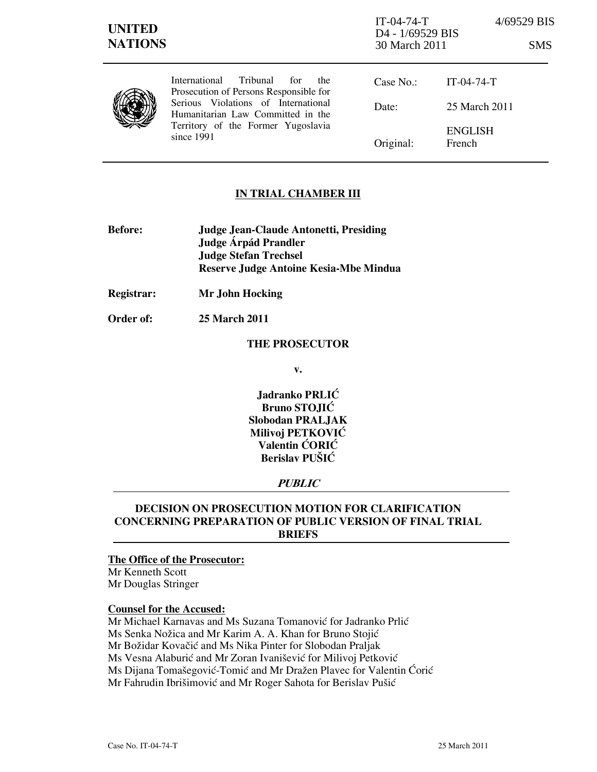**UNITED NATIONS**

IT-04-74-T 4/69529 BIS
D4 - 1/69529 BIS
30 March 2011 SMS

International Tribunal for the Prosecution of Persons Responsible for Serious Violations of International Humanitarian Law Committed in the Territory of the Former Yugoslavia since 1991

| | |
|---|---|
| Case No.: | IT-04-74-T |
| Date: | 25 March 2011 |
| Original: | ENGLISH French |

## IN TRIAL CHAMBER III

**Before:** **Judge Jean-Claude Antonetti, Presiding**
**Judge Árpád Prandler**
**Judge Stefan Trechsel**
**Reserve Judge Antoine Kesia-Mbe Mindua**

**Registrar:** **Mr John Hocking**

**Order of:** **25 March 2011**

**THE PROSECUTOR**

**v.**

**Jadranko PRLIĆ**
**Bruno STOJIĆ**
**Slobodan PRALJAK**
**Milivoj PETKOVIĆ**
**Valentin ĆORIĆ**
**Berislav PUŠIĆ**

***PUBLIC***

## DECISION ON PROSECUTION MOTION FOR CLARIFICATION CONCERNING PREPARATION OF PUBLIC VERSION OF FINAL TRIAL BRIEFS

**The Office of the Prosecutor:**
Mr Kenneth Scott
Mr Douglas Stringer

**Counsel for the Accused:**
Mr Michael Karnavas and Ms Suzana Tomanović for Jadranko Prlić
Ms Senka Nožica and Mr Karim A. A. Khan for Bruno Stojić
Mr Božidar Kovačić and Ms Nika Pinter for Slobodan Praljak
Ms Vesna Alaburić and Mr Zoran Ivanišević for Milivoj Petković
Ms Dijana Tomašegović-Tomić and Mr Dražen Plavec for Valentin Ćorić
Mr Fahrudin Ibrišimović and Mr Roger Sahota for Berislav Pušić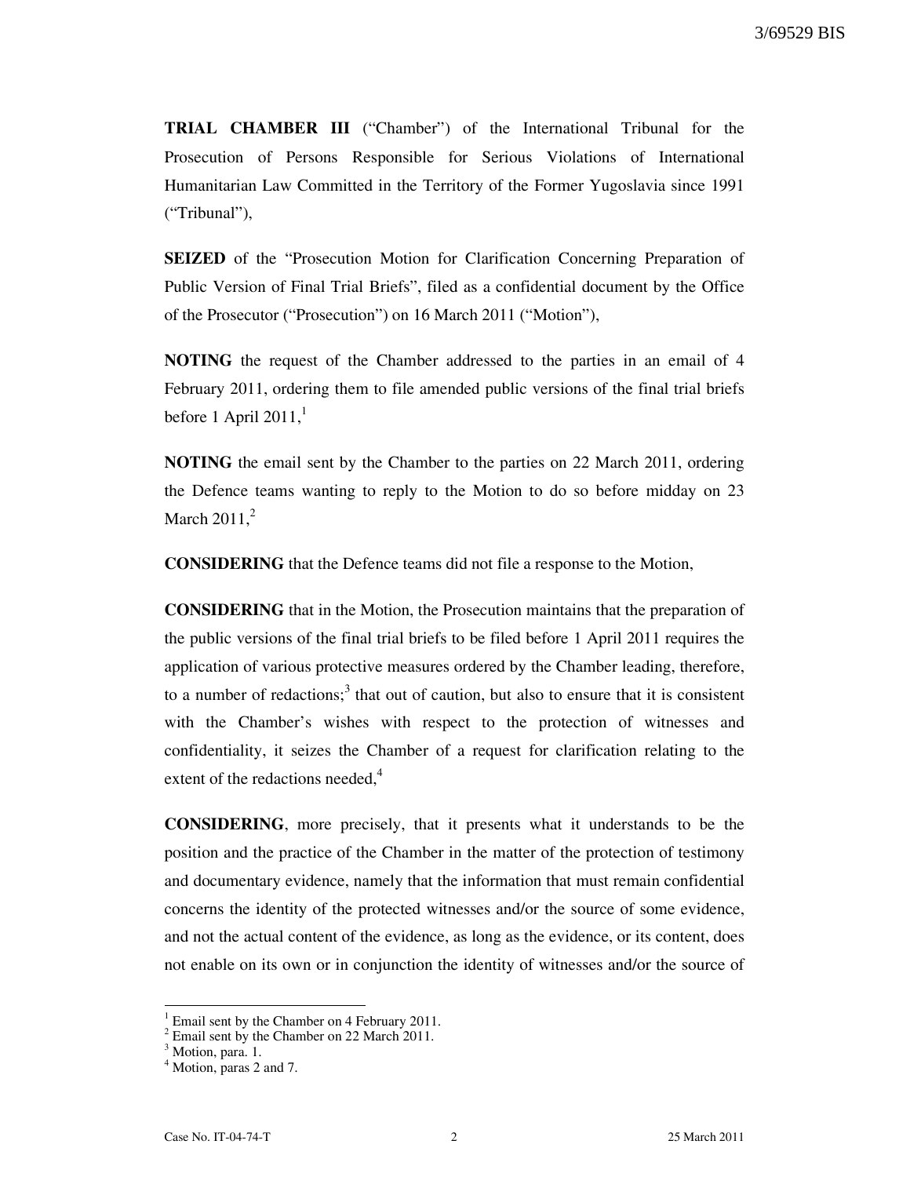**TRIAL CHAMBER III** ("Chamber") of the International Tribunal for the Prosecution of Persons Responsible for Serious Violations of International Humanitarian Law Committed in the Territory of the Former Yugoslavia since 1991 ("Tribunal"),

**SEIZED** of the "Prosecution Motion for Clarification Concerning Preparation of Public Version of Final Trial Briefs", filed as a confidential document by the Office of the Prosecutor ("Prosecution") on 16 March 2011 ("Motion"),

**NOTING** the request of the Chamber addressed to the parties in an email of 4 February 2011, ordering them to file amended public versions of the final trial briefs before 1 April 2011,[1]

**NOTING** the email sent by the Chamber to the parties on 22 March 2011, ordering the Defence teams wanting to reply to the Motion to do so before midday on 23 March 2011,[2]

**CONSIDERING** that the Defence teams did not file a response to the Motion,

**CONSIDERING** that in the Motion, the Prosecution maintains that the preparation of the public versions of the final trial briefs to be filed before 1 April 2011 requires the application of various protective measures ordered by the Chamber leading, therefore, to a number of redactions;[3] that out of caution, but also to ensure that it is consistent with the Chamber's wishes with respect to the protection of witnesses and confidentiality, it seizes the Chamber of a request for clarification relating to the extent of the redactions needed,[4]

**CONSIDERING**, more precisely, that it presents what it understands to be the position and the practice of the Chamber in the matter of the protection of testimony and documentary evidence, namely that the information that must remain confidential concerns the identity of the protected witnesses and/or the source of some evidence, and not the actual content of the evidence, as long as the evidence, or its content, does not enable on its own or in conjunction the identity of witnesses and/or the source of

---

[1] Email sent by the Chamber on 4 February 2011.
[2] Email sent by the Chamber on 22 March 2011.
[3] Motion, para. 1.
[4] Motion, paras 2 and 7.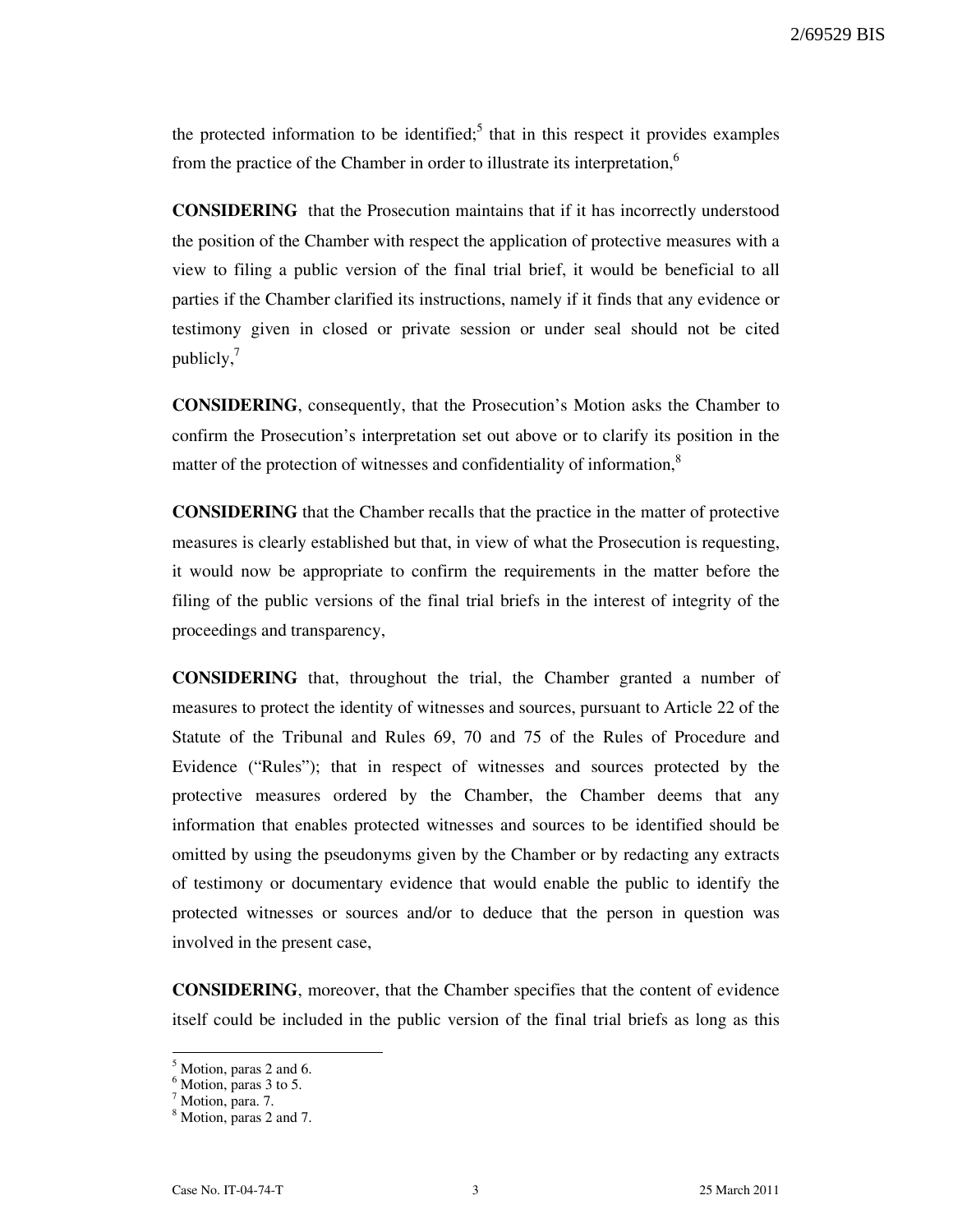the protected information to be identified;[5] that in this respect it provides examples from the practice of the Chamber in order to illustrate its interpretation,[6]

**CONSIDERING** that the Prosecution maintains that if it has incorrectly understood the position of the Chamber with respect the application of protective measures with a view to filing a public version of the final trial brief, it would be beneficial to all parties if the Chamber clarified its instructions, namely if it finds that any evidence or testimony given in closed or private session or under seal should not be cited publicly,[7]

**CONSIDERING**, consequently, that the Prosecution's Motion asks the Chamber to confirm the Prosecution's interpretation set out above or to clarify its position in the matter of the protection of witnesses and confidentiality of information,[8]

**CONSIDERING** that the Chamber recalls that the practice in the matter of protective measures is clearly established but that, in view of what the Prosecution is requesting, it would now be appropriate to confirm the requirements in the matter before the filing of the public versions of the final trial briefs in the interest of integrity of the proceedings and transparency,

**CONSIDERING** that, throughout the trial, the Chamber granted a number of measures to protect the identity of witnesses and sources, pursuant to Article 22 of the Statute of the Tribunal and Rules 69, 70 and 75 of the Rules of Procedure and Evidence ("Rules"); that in respect of witnesses and sources protected by the protective measures ordered by the Chamber, the Chamber deems that any information that enables protected witnesses and sources to be identified should be omitted by using the pseudonyms given by the Chamber or by redacting any extracts of testimony or documentary evidence that would enable the public to identify the protected witnesses or sources and/or to deduce that the person in question was involved in the present case,

**CONSIDERING**, moreover, that the Chamber specifies that the content of evidence itself could be included in the public version of the final trial briefs as long as this

---

[5] Motion, paras 2 and 6.
[6] Motion, paras 3 to 5.
[7] Motion, para. 7.
[8] Motion, paras 2 and 7.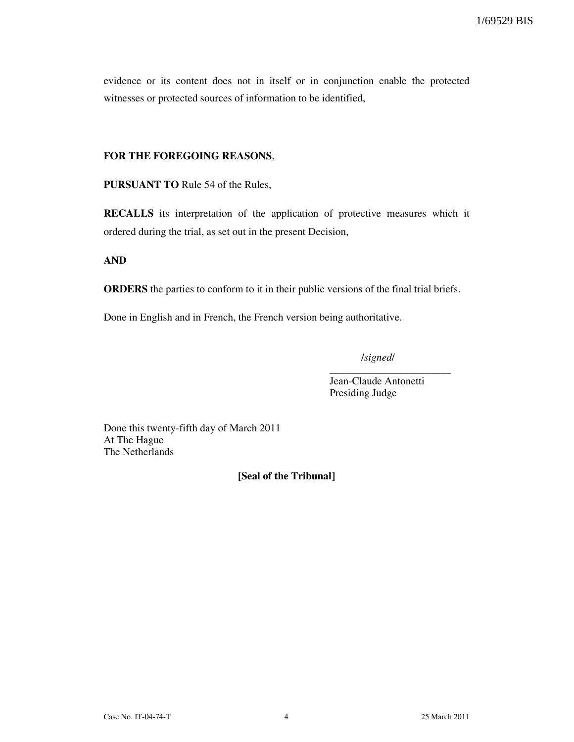evidence or its content does not in itself or in conjunction enable the protected witnesses or protected sources of information to be identified,

**FOR THE FOREGOING REASONS**,

**PURSUANT TO** Rule 54 of the Rules,

**RECALLS** its interpretation of the application of protective measures which it ordered during the trial, as set out in the present Decision,

**AND**

**ORDERS** the parties to conform to it in their public versions of the final trial briefs.

Done in English and in French, the French version being authoritative.

/*signed*/

_______________________

Jean-Claude Antonetti
Presiding Judge

Done this twenty-fifth day of March 2011
At The Hague
The Netherlands

**[Seal of the Tribunal]**